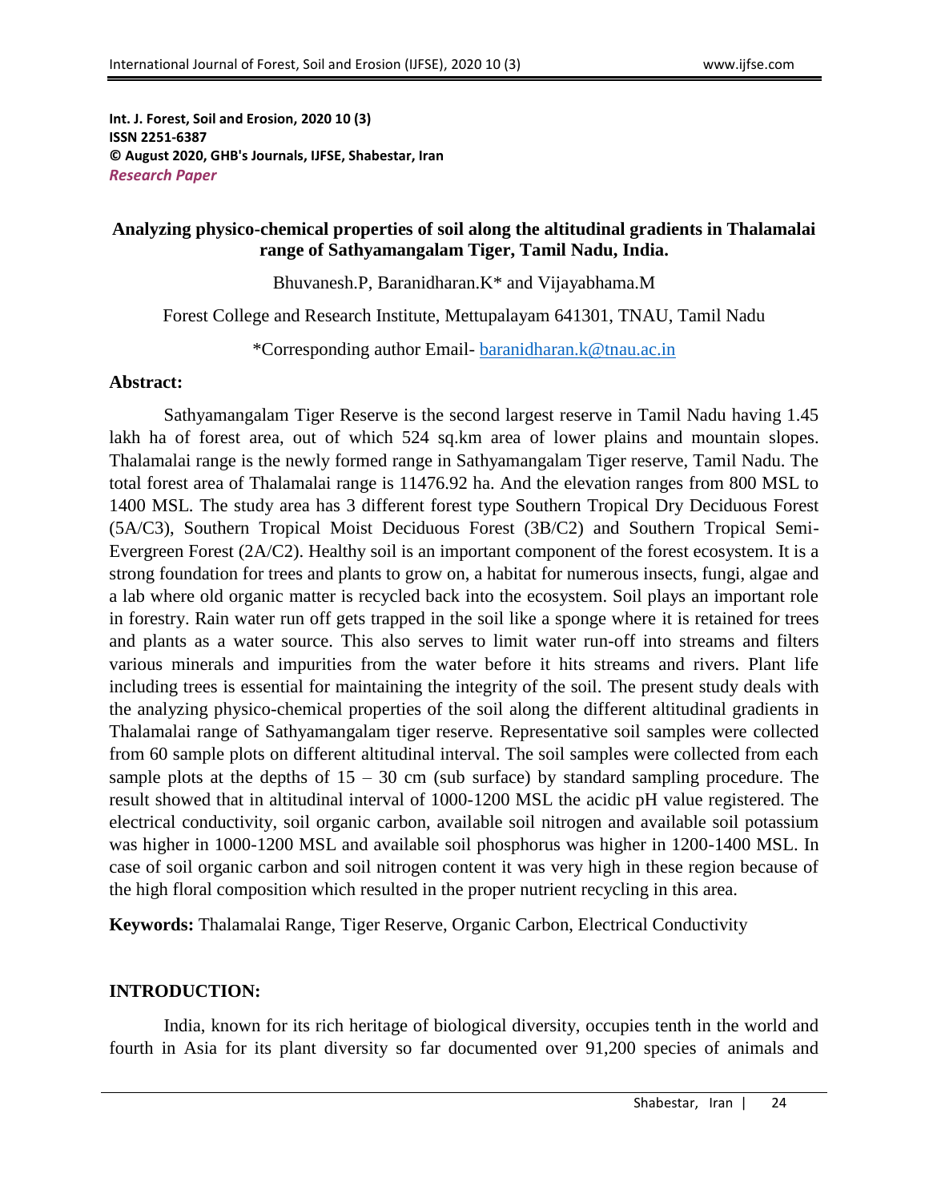**Int. J. Forest, Soil and Erosion, 2020 10 (3)**
**ISSN 2251-6387**
**© August 2020, GHB's Journals, IJFSE, Shabestar, Iran**
***Research Paper***

# Analyzing physico-chemical properties of soil along the altitudinal gradients in Thalamalai range of Sathyamangalam Tiger, Tamil Nadu, India.

Bhuvanesh.P, Baranidharan.K* and Vijayabhama.M

Forest College and Research Institute, Mettupalayam 641301, TNAU, Tamil Nadu

*Corresponding author Email- baranidharan.k@tnau.ac.in

## Abstract:

Sathyamangalam Tiger Reserve is the second largest reserve in Tamil Nadu having 1.45 lakh ha of forest area, out of which 524 sq.km area of lower plains and mountain slopes. Thalamalai range is the newly formed range in Sathyamangalam Tiger reserve, Tamil Nadu. The total forest area of Thalamalai range is 11476.92 ha. And the elevation ranges from 800 MSL to 1400 MSL. The study area has 3 different forest type Southern Tropical Dry Deciduous Forest (5A/C3), Southern Tropical Moist Deciduous Forest (3B/C2) and Southern Tropical Semi-Evergreen Forest (2A/C2). Healthy soil is an important component of the forest ecosystem. It is a strong foundation for trees and plants to grow on, a habitat for numerous insects, fungi, algae and a lab where old organic matter is recycled back into the ecosystem. Soil plays an important role in forestry. Rain water run off gets trapped in the soil like a sponge where it is retained for trees and plants as a water source. This also serves to limit water run-off into streams and filters various minerals and impurities from the water before it hits streams and rivers. Plant life including trees is essential for maintaining the integrity of the soil. The present study deals with the analyzing physico-chemical properties of the soil along the different altitudinal gradients in Thalamalai range of Sathyamangalam tiger reserve. Representative soil samples were collected from 60 sample plots on different altitudinal interval. The soil samples were collected from each sample plots at the depths of 15 – 30 cm (sub surface) by standard sampling procedure. The result showed that in altitudinal interval of 1000-1200 MSL the acidic pH value registered. The electrical conductivity, soil organic carbon, available soil nitrogen and available soil potassium was higher in 1000-1200 MSL and available soil phosphorus was higher in 1200-1400 MSL. In case of soil organic carbon and soil nitrogen content it was very high in these region because of the high floral composition which resulted in the proper nutrient recycling in this area.

**Keywords:** Thalamalai Range, Tiger Reserve, Organic Carbon, Electrical Conductivity

## INTRODUCTION:

India, known for its rich heritage of biological diversity, occupies tenth in the world and fourth in Asia for its plant diversity so far documented over 91,200 species of animals and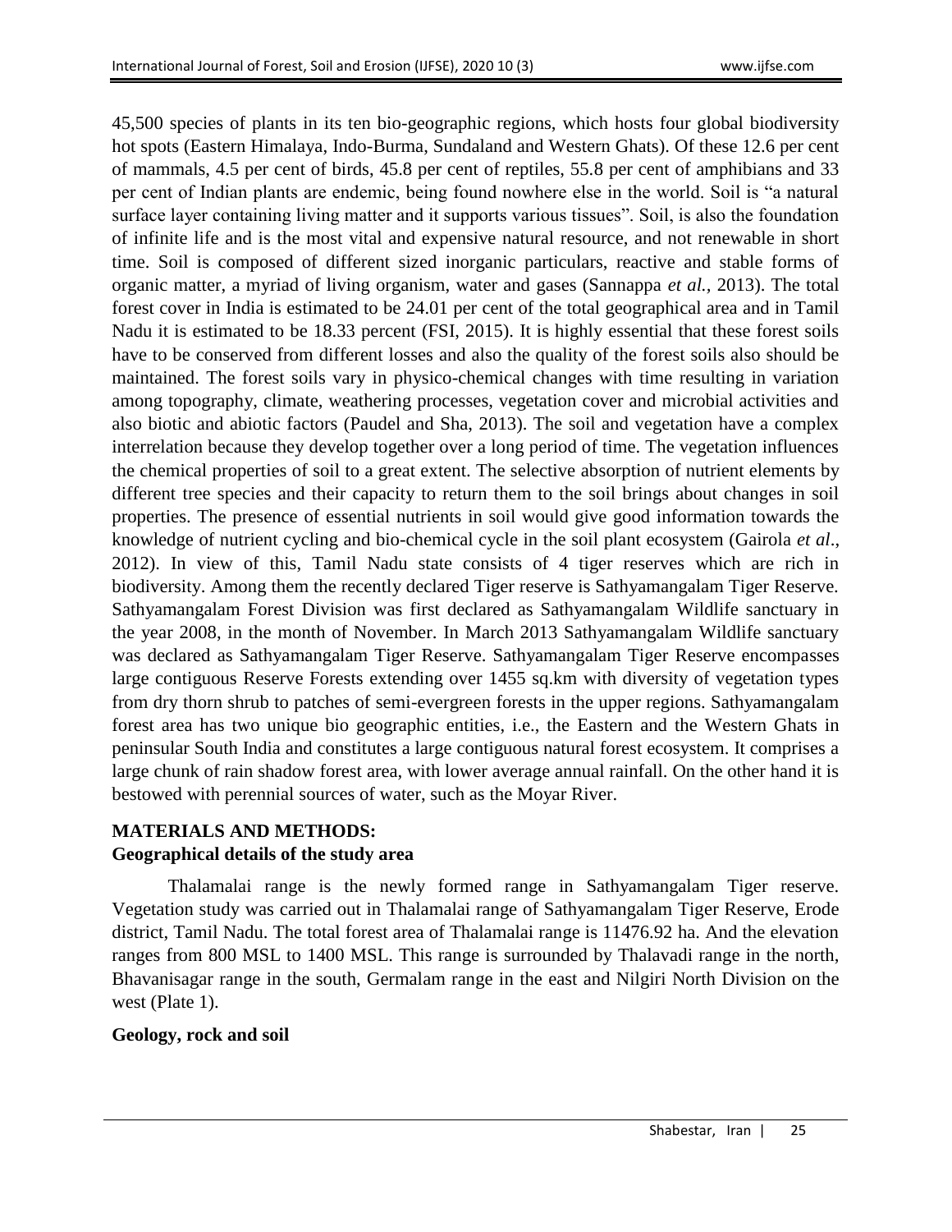45,500 species of plants in its ten bio-geographic regions, which hosts four global biodiversity hot spots (Eastern Himalaya, Indo-Burma, Sundaland and Western Ghats). Of these 12.6 per cent of mammals, 4.5 per cent of birds, 45.8 per cent of reptiles, 55.8 per cent of amphibians and 33 per cent of Indian plants are endemic, being found nowhere else in the world. Soil is "a natural surface layer containing living matter and it supports various tissues". Soil, is also the foundation of infinite life and is the most vital and expensive natural resource, and not renewable in short time. Soil is composed of different sized inorganic particulars, reactive and stable forms of organic matter, a myriad of living organism, water and gases (Sannappa *et al.,* 2013). The total forest cover in India is estimated to be 24.01 per cent of the total geographical area and in Tamil Nadu it is estimated to be 18.33 percent (FSI, 2015). It is highly essential that these forest soils have to be conserved from different losses and also the quality of the forest soils also should be maintained. The forest soils vary in physico-chemical changes with time resulting in variation among topography, climate, weathering processes, vegetation cover and microbial activities and also biotic and abiotic factors (Paudel and Sha, 2013). The soil and vegetation have a complex interrelation because they develop together over a long period of time. The vegetation influences the chemical properties of soil to a great extent. The selective absorption of nutrient elements by different tree species and their capacity to return them to the soil brings about changes in soil properties. The presence of essential nutrients in soil would give good information towards the knowledge of nutrient cycling and bio-chemical cycle in the soil plant ecosystem (Gairola *et al*., 2012). In view of this, Tamil Nadu state consists of 4 tiger reserves which are rich in biodiversity. Among them the recently declared Tiger reserve is Sathyamangalam Tiger Reserve. Sathyamangalam Forest Division was first declared as Sathyamangalam Wildlife sanctuary in the year 2008, in the month of November. In March 2013 Sathyamangalam Wildlife sanctuary was declared as Sathyamangalam Tiger Reserve. Sathyamangalam Tiger Reserve encompasses large contiguous Reserve Forests extending over 1455 sq.km with diversity of vegetation types from dry thorn shrub to patches of semi-evergreen forests in the upper regions. Sathyamangalam forest area has two unique bio geographic entities, i.e., the Eastern and the Western Ghats in peninsular South India and constitutes a large contiguous natural forest ecosystem. It comprises a large chunk of rain shadow forest area, with lower average annual rainfall. On the other hand it is bestowed with perennial sources of water, such as the Moyar River.

## MATERIALS AND METHODS:

### Geographical details of the study area

Thalamalai range is the newly formed range in Sathyamangalam Tiger reserve. Vegetation study was carried out in Thalamalai range of Sathyamangalam Tiger Reserve, Erode district, Tamil Nadu. The total forest area of Thalamalai range is 11476.92 ha. And the elevation ranges from 800 MSL to 1400 MSL. This range is surrounded by Thalavadi range in the north, Bhavanisagar range in the south, Germalam range in the east and Nilgiri North Division on the west (Plate 1).

### Geology, rock and soil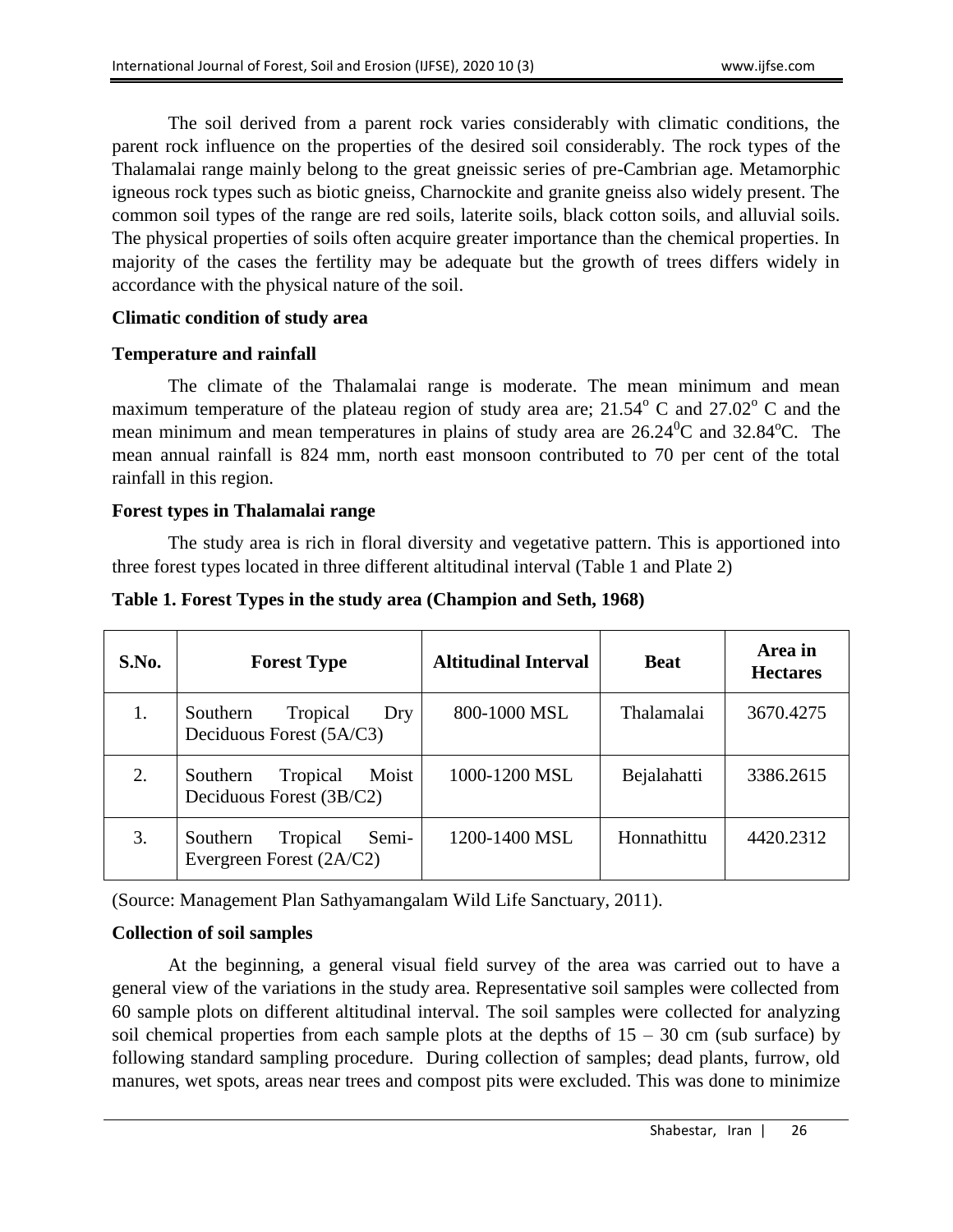The soil derived from a parent rock varies considerably with climatic conditions, the parent rock influence on the properties of the desired soil considerably. The rock types of the Thalamalai range mainly belong to the great gneissic series of pre-Cambrian age. Metamorphic igneous rock types such as biotic gneiss, Charnockite and granite gneiss also widely present. The common soil types of the range are red soils, laterite soils, black cotton soils, and alluvial soils. The physical properties of soils often acquire greater importance than the chemical properties. In majority of the cases the fertility may be adequate but the growth of trees differs widely in accordance with the physical nature of the soil.

**Climatic condition of study area**

**Temperature and rainfall**

The climate of the Thalamalai range is moderate. The mean minimum and mean maximum temperature of the plateau region of study area are; 21.54$^{o}$ C and 27.02$^{o}$ C and the mean minimum and mean temperatures in plains of study area are 26.24$^{0}$C and 32.84$^{o}$C. The mean annual rainfall is 824 mm, north east monsoon contributed to 70 per cent of the total rainfall in this region.

**Forest types in Thalamalai range**

The study area is rich in floral diversity and vegetative pattern. This is apportioned into three forest types located in three different altitudinal interval (Table 1 and Plate 2)

**Table 1. Forest Types in the study area (Champion and Seth, 1968)**

| S.No. | Forest Type | Altitudinal Interval | Beat | Area in Hectares |
|---|---|---|---|---|
| 1. | Southern Tropical Dry Deciduous Forest (5A/C3) | 800-1000 MSL | Thalamalai | 3670.4275 |
| 2. | Southern Tropical Moist Deciduous Forest (3B/C2) | 1000-1200 MSL | Bejalahatti | 3386.2615 |
| 3. | Southern Tropical Semi-Evergreen Forest (2A/C2) | 1200-1400 MSL | Honnathittu | 4420.2312 |

(Source: Management Plan Sathyamangalam Wild Life Sanctuary, 2011).

**Collection of soil samples**

At the beginning, a general visual field survey of the area was carried out to have a general view of the variations in the study area. Representative soil samples were collected from 60 sample plots on different altitudinal interval. The soil samples were collected for analyzing soil chemical properties from each sample plots at the depths of 15 – 30 cm (sub surface) by following standard sampling procedure. During collection of samples; dead plants, furrow, old manures, wet spots, areas near trees and compost pits were excluded. This was done to minimize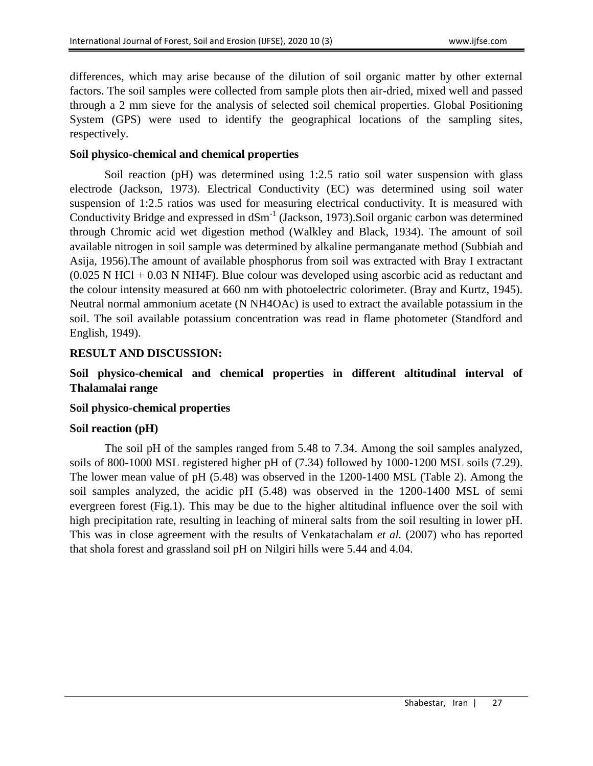differences, which may arise because of the dilution of soil organic matter by other external factors. The soil samples were collected from sample plots then air-dried, mixed well and passed through a 2 mm sieve for the analysis of selected soil chemical properties. Global Positioning System (GPS) were used to identify the geographical locations of the sampling sites, respectively.

### Soil physico-chemical and chemical properties

Soil reaction (pH) was determined using 1:2.5 ratio soil water suspension with glass electrode (Jackson, 1973). Electrical Conductivity (EC) was determined using soil water suspension of 1:2.5 ratios was used for measuring electrical conductivity. It is measured with Conductivity Bridge and expressed in $dSm^{-1}$ (Jackson, 1973).Soil organic carbon was determined through Chromic acid wet digestion method (Walkley and Black, 1934). The amount of soil available nitrogen in soil sample was determined by alkaline permanganate method (Subbiah and Asija, 1956).The amount of available phosphorus from soil was extracted with Bray I extractant (0.025 N HCl + 0.03 N NH4F). Blue colour was developed using ascorbic acid as reductant and the colour intensity measured at 660 nm with photoelectric colorimeter. (Bray and Kurtz, 1945). Neutral normal ammonium acetate (N NH4OAc) is used to extract the available potassium in the soil. The soil available potassium concentration was read in flame photometer (Standford and English, 1949).

## RESULT AND DISCUSSION:

### Soil physico-chemical and chemical properties in different altitudinal interval of Thalamalai range

### Soil physico-chemical properties

### Soil reaction (pH)

The soil pH of the samples ranged from 5.48 to 7.34. Among the soil samples analyzed, soils of 800-1000 MSL registered higher pH of (7.34) followed by 1000-1200 MSL soils (7.29). The lower mean value of pH (5.48) was observed in the 1200-1400 MSL (Table 2). Among the soil samples analyzed, the acidic pH (5.48) was observed in the 1200-1400 MSL of semi evergreen forest (Fig.1). This may be due to the higher altitudinal influence over the soil with high precipitation rate, resulting in leaching of mineral salts from the soil resulting in lower pH. This was in close agreement with the results of Venkatachalam *et al.* (2007) who has reported that shola forest and grassland soil pH on Nilgiri hills were 5.44 and 4.04.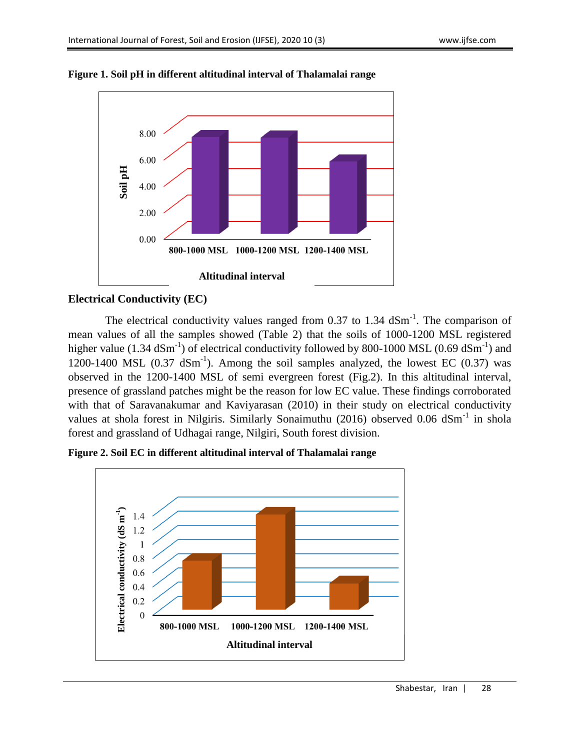**Figure 1. Soil pH in different altitudinal interval of Thalamalai range**

## Electrical Conductivity (EC)

The electrical conductivity values ranged from 0.37 to 1.34 $dSm^{-1}$. The comparison of mean values of all the samples showed (Table 2) that the soils of 1000-1200 MSL registered higher value (1.34 $dSm^{-1}$) of electrical conductivity followed by 800-1000 MSL (0.69 $dSm^{-1}$) and 1200-1400 MSL (0.37 $dSm^{-1}$). Among the soil samples analyzed, the lowest EC (0.37) was observed in the 1200-1400 MSL of semi evergreen forest (Fig.2). In this altitudinal interval, presence of grassland patches might be the reason for low EC value. These findings corroborated with that of Saravanakumar and Kaviyarasan (2010) in their study on electrical conductivity values at shola forest in Nilgiris. Similarly Sonaimuthu (2016) observed 0.06 $dSm^{-1}$ in shola forest and grassland of Udhagai range, Nilgiri, South forest division.

**Figure 2. Soil EC in different altitudinal interval of Thalamalai range**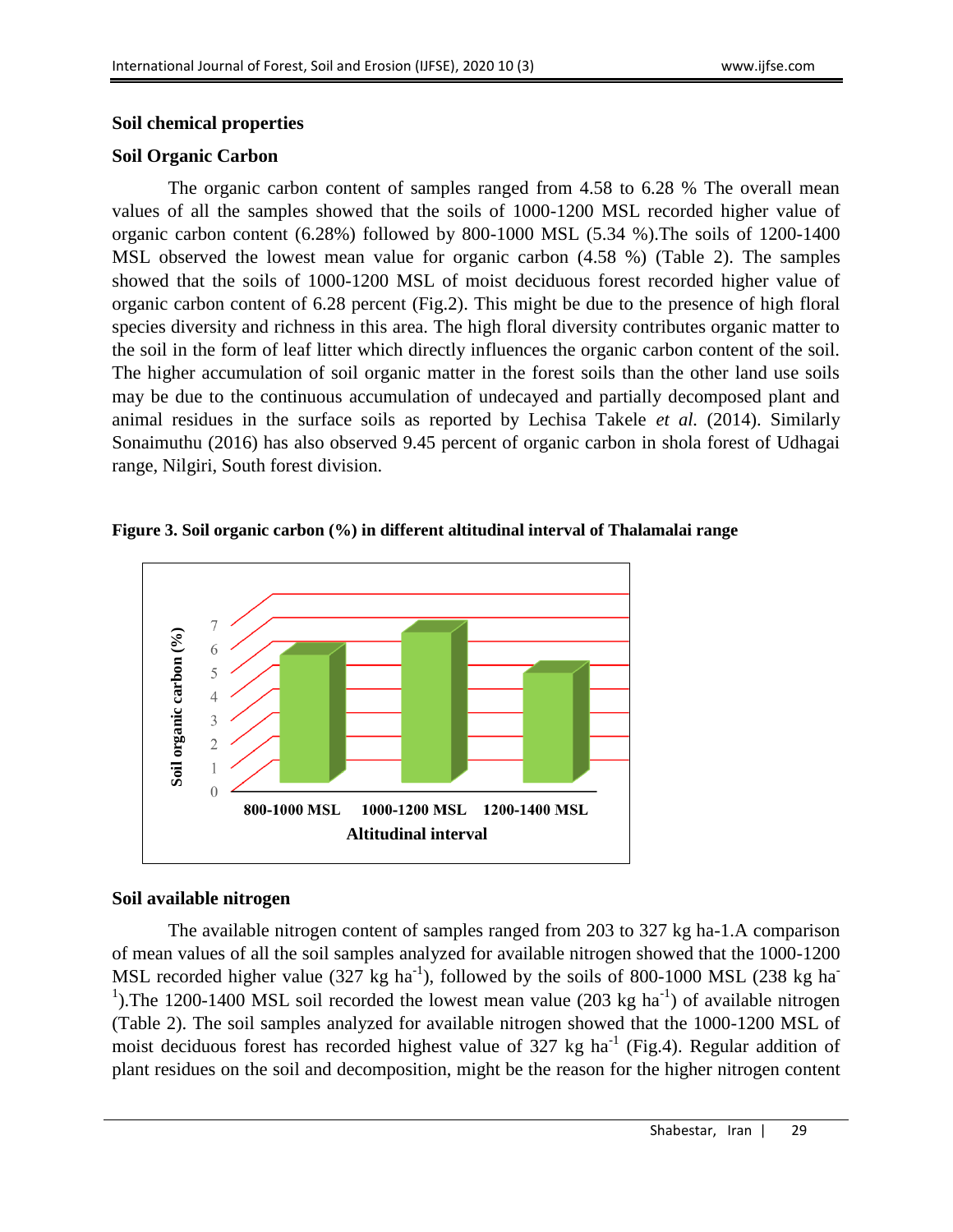## Soil chemical properties

### Soil Organic Carbon

The organic carbon content of samples ranged from 4.58 to 6.28 % The overall mean values of all the samples showed that the soils of 1000-1200 MSL recorded higher value of organic carbon content (6.28%) followed by 800-1000 MSL (5.34 %).The soils of 1200-1400 MSL observed the lowest mean value for organic carbon (4.58 %) (Table 2). The samples showed that the soils of 1000-1200 MSL of moist deciduous forest recorded higher value of organic carbon content of 6.28 percent (Fig.2). This might be due to the presence of high floral species diversity and richness in this area. The high floral diversity contributes organic matter to the soil in the form of leaf litter which directly influences the organic carbon content of the soil. The higher accumulation of soil organic matter in the forest soils than the other land use soils may be due to the continuous accumulation of undecayed and partially decomposed plant and animal residues in the surface soils as reported by Lechisa Takele *et al.* (2014). Similarly Sonaimuthu (2016) has also observed 9.45 percent of organic carbon in shola forest of Udhagai range, Nilgiri, South forest division.

**Figure 3. Soil organic carbon (%) in different altitudinal interval of Thalamalai range**

### Soil available nitrogen

The available nitrogen content of samples ranged from 203 to 327 kg ha-1.A comparison of mean values of all the soil samples analyzed for available nitrogen showed that the 1000-1200 MSL recorded higher value (327 kg $ha^{-1}$), followed by the soils of 800-1000 MSL (238 kg $ha^{-1}$).The 1200-1400 MSL soil recorded the lowest mean value (203 kg $ha^{-1}$) of available nitrogen (Table 2). The soil samples analyzed for available nitrogen showed that the 1000-1200 MSL of moist deciduous forest has recorded highest value of 327 kg $ha^{-1}$ (Fig.4). Regular addition of plant residues on the soil and decomposition, might be the reason for the higher nitrogen content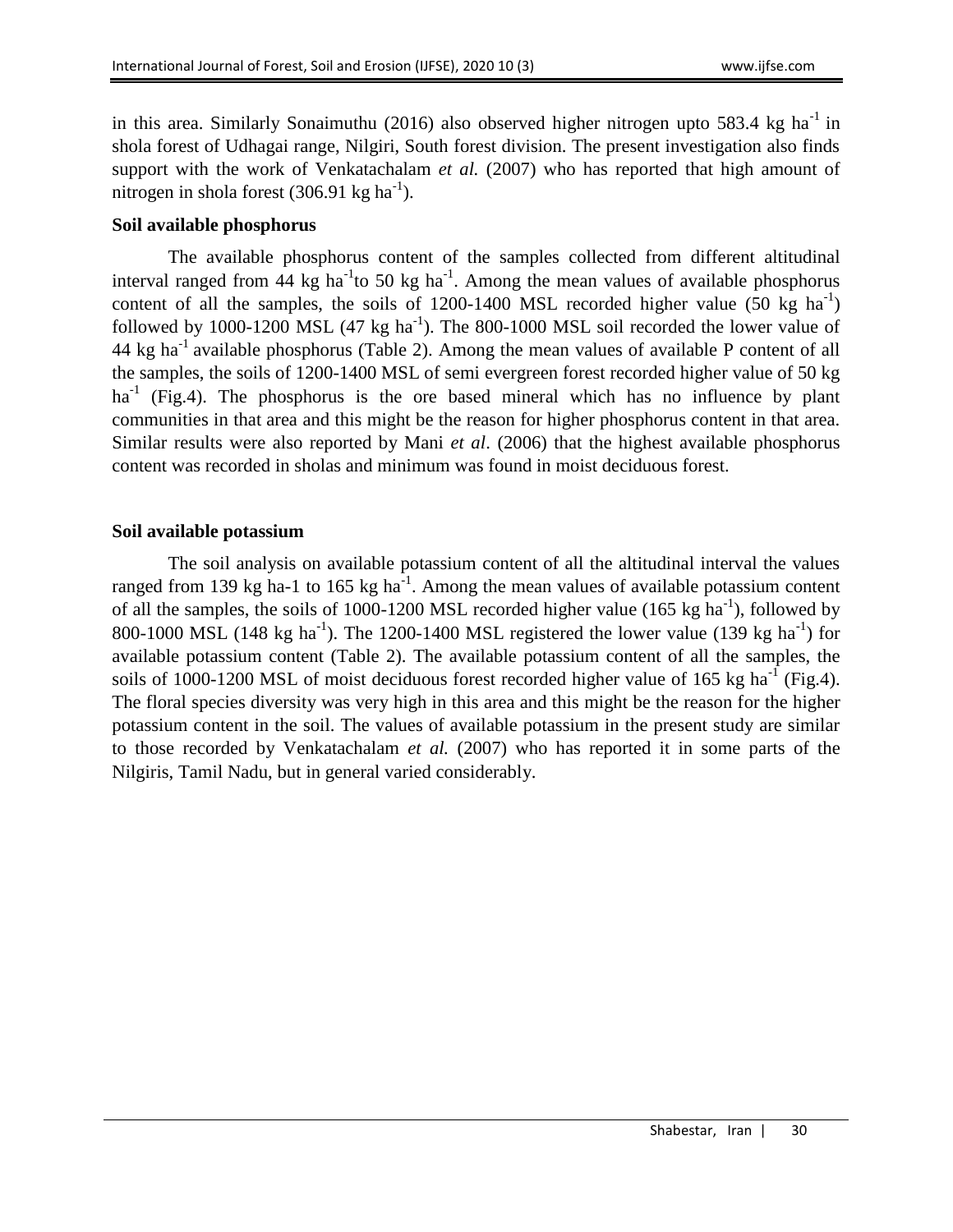in this area. Similarly Sonaimuthu (2016) also observed higher nitrogen upto 583.4 kg ha$^{-1}$ in shola forest of Udhagai range, Nilgiri, South forest division. The present investigation also finds support with the work of Venkatachalam *et al.* (2007) who has reported that high amount of nitrogen in shola forest (306.91 kg ha$^{-1}$).

### Soil available phosphorus

The available phosphorus content of the samples collected from different altitudinal interval ranged from 44 kg ha$^{-1}$to 50 kg ha$^{-1}$. Among the mean values of available phosphorus content of all the samples, the soils of 1200-1400 MSL recorded higher value (50 kg ha$^{-1}$) followed by 1000-1200 MSL (47 kg ha$^{-1}$). The 800-1000 MSL soil recorded the lower value of 44 kg ha$^{-1}$ available phosphorus (Table 2). Among the mean values of available P content of all the samples, the soils of 1200-1400 MSL of semi evergreen forest recorded higher value of 50 kg ha$^{-1}$ (Fig.4). The phosphorus is the ore based mineral which has no influence by plant communities in that area and this might be the reason for higher phosphorus content in that area. Similar results were also reported by Mani *et al*. (2006) that the highest available phosphorus content was recorded in sholas and minimum was found in moist deciduous forest.

### Soil available potassium

The soil analysis on available potassium content of all the altitudinal interval the values ranged from 139 kg ha-1 to 165 kg ha$^{-1}$. Among the mean values of available potassium content of all the samples, the soils of 1000-1200 MSL recorded higher value (165 kg ha$^{-1}$), followed by 800-1000 MSL (148 kg ha$^{-1}$). The 1200-1400 MSL registered the lower value (139 kg ha$^{-1}$) for available potassium content (Table 2). The available potassium content of all the samples, the soils of 1000-1200 MSL of moist deciduous forest recorded higher value of 165 kg ha$^{-1}$ (Fig.4). The floral species diversity was very high in this area and this might be the reason for the higher potassium content in the soil. The values of available potassium in the present study are similar to those recorded by Venkatachalam *et al.* (2007) who has reported it in some parts of the Nilgiris, Tamil Nadu, but in general varied considerably.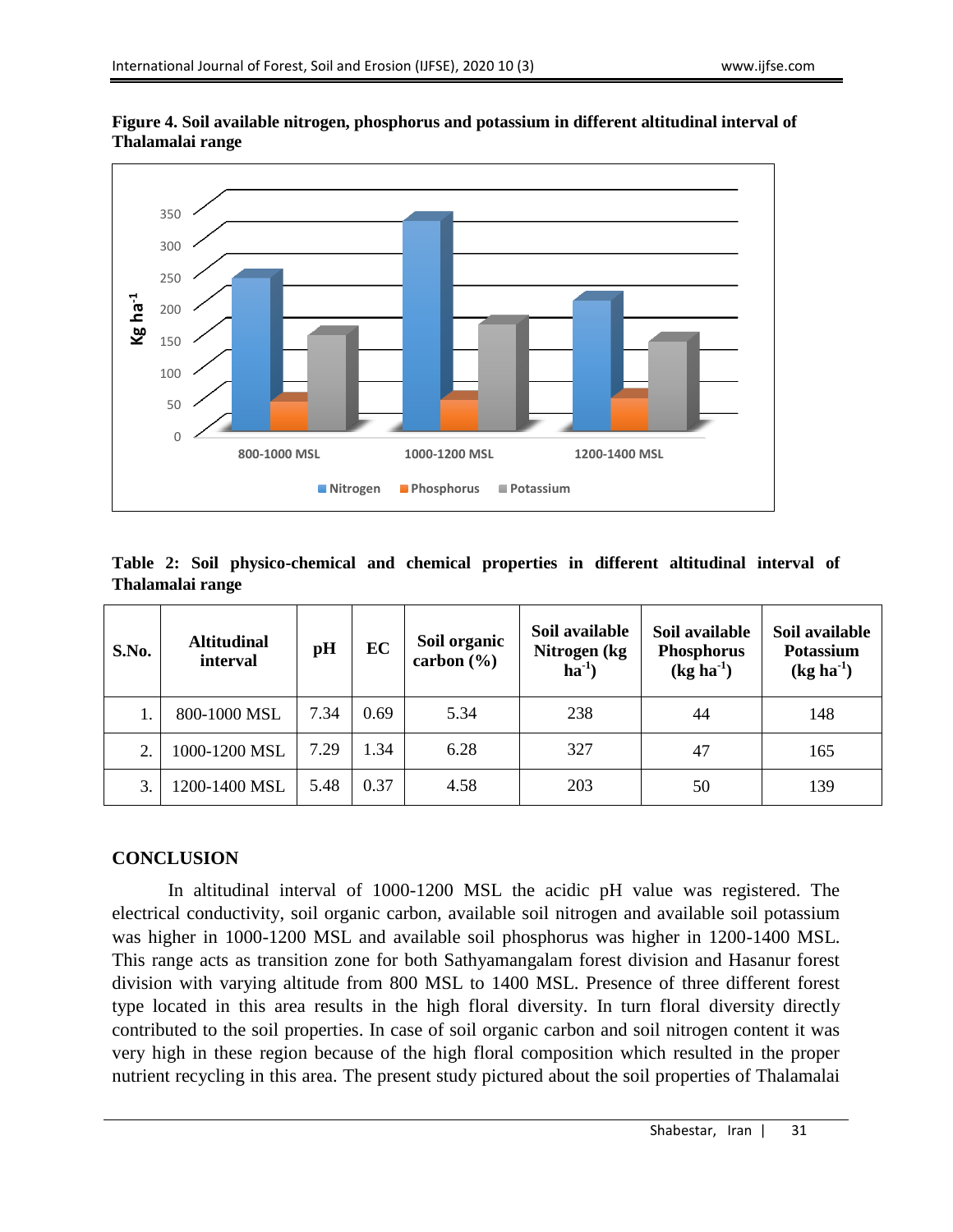**Figure 4. Soil available nitrogen, phosphorus and potassium in different altitudinal interval of Thalamalai range**

**Table 2: Soil physico-chemical and chemical properties in different altitudinal interval of Thalamalai range**

| S.No. | Altitudinal interval | pH | EC | Soil organic carbon (%) | Soil available Nitrogen (kg $ha^{-1}$) | Soil available Phosphorus (kg $ha^{-1}$) | Soil available Potassium (kg $ha^{-1}$) |
|---|---|---|---|---|---|---|---|
| 1. | 800-1000 MSL | 7.34 | 0.69 | 5.34 | 238 | 44 | 148 |
| 2. | 1000-1200 MSL | 7.29 | 1.34 | 6.28 | 327 | 47 | 165 |
| 3. | 1200-1400 MSL | 5.48 | 0.37 | 4.58 | 203 | 50 | 139 |

## CONCLUSION

In altitudinal interval of 1000-1200 MSL the acidic pH value was registered. The electrical conductivity, soil organic carbon, available soil nitrogen and available soil potassium was higher in 1000-1200 MSL and available soil phosphorus was higher in 1200-1400 MSL. This range acts as transition zone for both Sathyamangalam forest division and Hasanur forest division with varying altitude from 800 MSL to 1400 MSL. Presence of three different forest type located in this area results in the high floral diversity. In turn floral diversity directly contributed to the soil properties. In case of soil organic carbon and soil nitrogen content it was very high in these region because of the high floral composition which resulted in the proper nutrient recycling in this area. The present study pictured about the soil properties of Thalamalai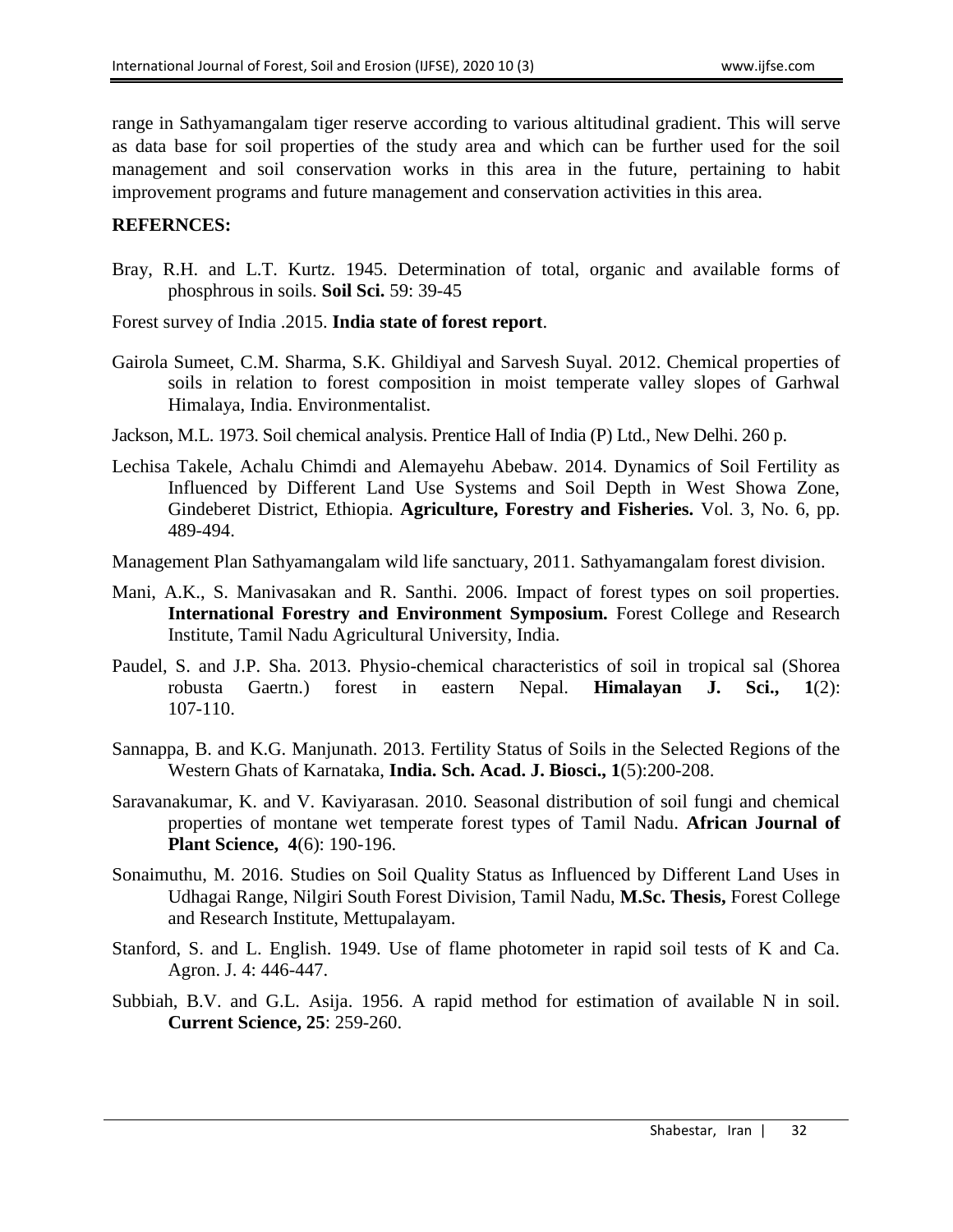range in Sathyamangalam tiger reserve according to various altitudinal gradient. This will serve as data base for soil properties of the study area and which can be further used for the soil management and soil conservation works in this area in the future, pertaining to habit improvement programs and future management and conservation activities in this area.

## REFERNCES:

Bray, R.H. and L.T. Kurtz. 1945. Determination of total, organic and available forms of phosphrous in soils. **Soil Sci.** 59: 39-45

Forest survey of India .2015. **India state of forest report**.

Gairola Sumeet, C.M. Sharma, S.K. Ghildiyal and Sarvesh Suyal. 2012. Chemical properties of soils in relation to forest composition in moist temperate valley slopes of Garhwal Himalaya, India. Environmentalist.

Jackson, M.L. 1973. Soil chemical analysis. Prentice Hall of India (P) Ltd., New Delhi. 260 p.

Lechisa Takele, Achalu Chimdi and Alemayehu Abebaw. 2014. Dynamics of Soil Fertility as Influenced by Different Land Use Systems and Soil Depth in West Showa Zone, Gindeberet District, Ethiopia. **Agriculture, Forestry and Fisheries.** Vol. 3, No. 6, pp. 489-494.

Management Plan Sathyamangalam wild life sanctuary, 2011. Sathyamangalam forest division.

Mani, A.K., S. Manivasakan and R. Santhi. 2006. Impact of forest types on soil properties. **International Forestry and Environment Symposium.** Forest College and Research Institute, Tamil Nadu Agricultural University, India.

Paudel, S. and J.P. Sha. 2013. Physio-chemical characteristics of soil in tropical sal (Shorea robusta Gaertn.) forest in eastern Nepal. **Himalayan J. Sci., 1**(2): 107-110.

Sannappa, B. and K.G. Manjunath. 2013. Fertility Status of Soils in the Selected Regions of the Western Ghats of Karnataka, **India. Sch. Acad. J. Biosci., 1**(5):200-208.

Saravanakumar, K. and V. Kaviyarasan. 2010. Seasonal distribution of soil fungi and chemical properties of montane wet temperate forest types of Tamil Nadu. **African Journal of Plant Science, 4**(6): 190-196.

Sonaimuthu, M. 2016. Studies on Soil Quality Status as Influenced by Different Land Uses in Udhagai Range, Nilgiri South Forest Division, Tamil Nadu, **M.Sc. Thesis,** Forest College and Research Institute, Mettupalayam.

Stanford, S. and L. English. 1949. Use of flame photometer in rapid soil tests of K and Ca. Agron. J. 4: 446-447.

Subbiah, B.V. and G.L. Asija. 1956. A rapid method for estimation of available N in soil. **Current Science, 25**: 259-260.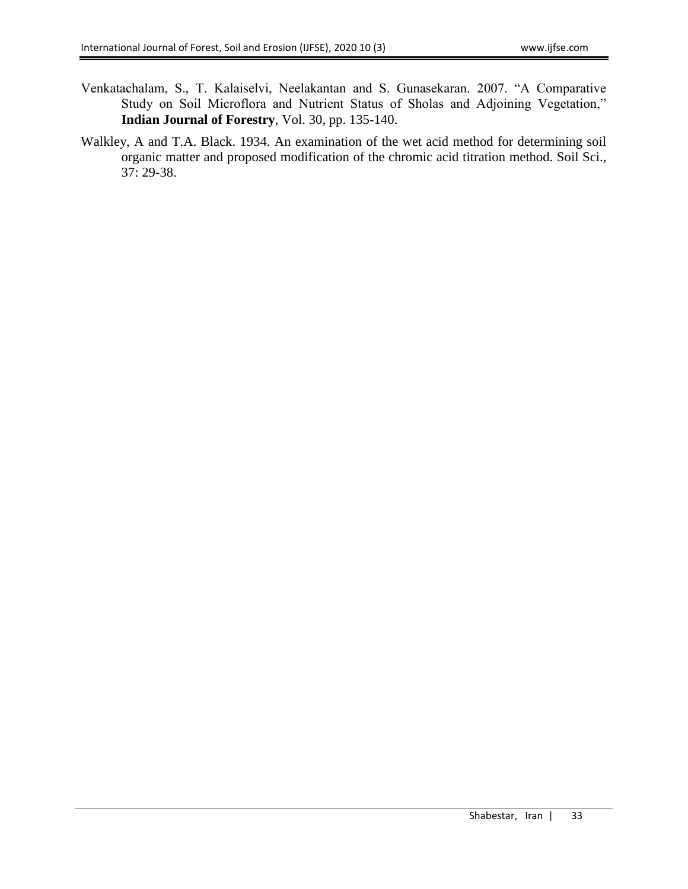Venkatachalam, S., T. Kalaiselvi, Neelakantan and S. Gunasekaran. 2007. "A Comparative Study on Soil Microflora and Nutrient Status of Sholas and Adjoining Vegetation," **Indian Journal of Forestry**, Vol. 30, pp. 135-140.

Walkley, A and T.A. Black. 1934. An examination of the wet acid method for determining soil organic matter and proposed modification of the chromic acid titration method. Soil Sci., 37: 29-38.